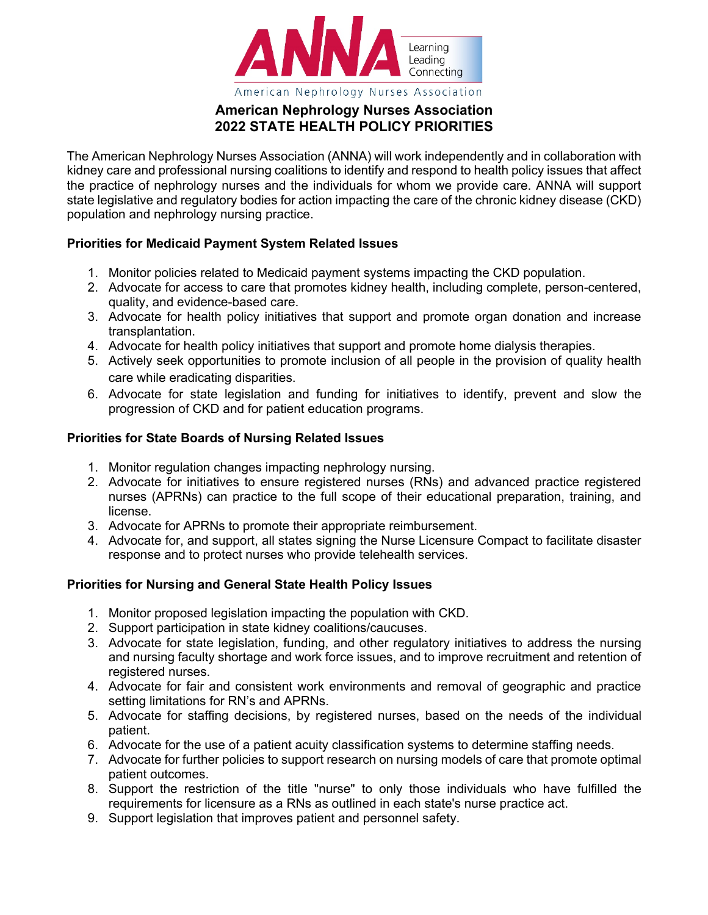# American Nephrology Nurses Association
# 2022 STATE HEALTH POLICY PRIORITIES

The American Nephrology Nurses Association (ANNA) will work independently and in collaboration with kidney care and professional nursing coalitions to identify and respond to health policy issues that affect the practice of nephrology nurses and the individuals for whom we provide care. ANNA will support state legislative and regulatory bodies for action impacting the care of the chronic kidney disease (CKD) population and nephrology nursing practice.

### Priorities for Medicaid Payment System Related Issues

1. Monitor policies related to Medicaid payment systems impacting the CKD population.
2. Advocate for access to care that promotes kidney health, including complete, person-centered, quality, and evidence-based care.
3. Advocate for health policy initiatives that support and promote organ donation and increase transplantation.
4. Advocate for health policy initiatives that support and promote home dialysis therapies.
5. Actively seek opportunities to promote inclusion of all people in the provision of quality health care while eradicating disparities.
6. Advocate for state legislation and funding for initiatives to identify, prevent and slow the progression of CKD and for patient education programs.

### Priorities for State Boards of Nursing Related Issues

1. Monitor regulation changes impacting nephrology nursing.
2. Advocate for initiatives to ensure registered nurses (RNs) and advanced practice registered nurses (APRNs) can practice to the full scope of their educational preparation, training, and license.
3. Advocate for APRNs to promote their appropriate reimbursement.
4. Advocate for, and support, all states signing the Nurse Licensure Compact to facilitate disaster response and to protect nurses who provide telehealth services.

### Priorities for Nursing and General State Health Policy Issues

1. Monitor proposed legislation impacting the population with CKD.
2. Support participation in state kidney coalitions/caucuses.
3. Advocate for state legislation, funding, and other regulatory initiatives to address the nursing and nursing faculty shortage and work force issues, and to improve recruitment and retention of registered nurses.
4. Advocate for fair and consistent work environments and removal of geographic and practice setting limitations for RN's and APRNs.
5. Advocate for staffing decisions, by registered nurses, based on the needs of the individual patient.
6. Advocate for the use of a patient acuity classification systems to determine staffing needs.
7. Advocate for further policies to support research on nursing models of care that promote optimal patient outcomes.
8. Support the restriction of the title "nurse" to only those individuals who have fulfilled the requirements for licensure as a RNs as outlined in each state's nurse practice act.
9. Support legislation that improves patient and personnel safety.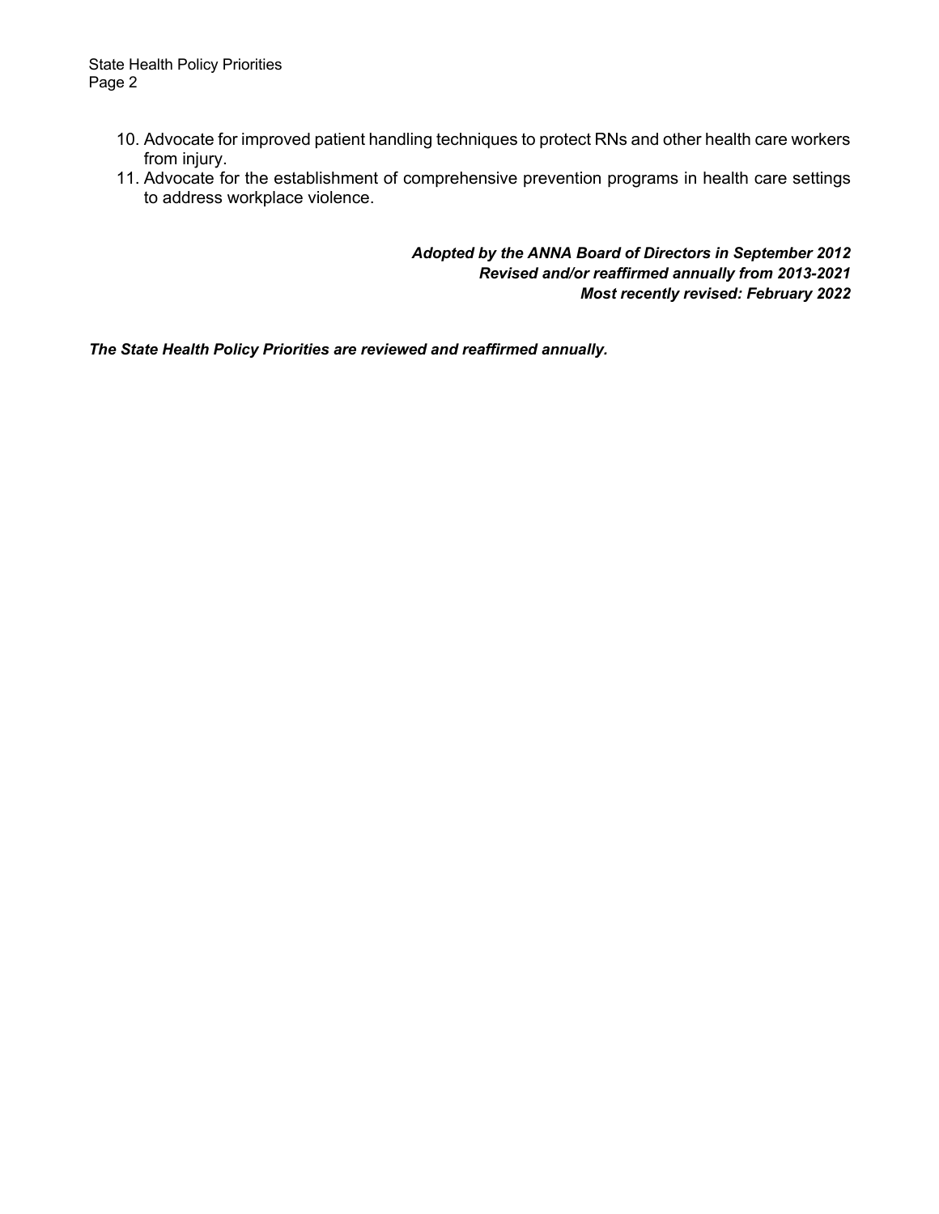10. Advocate for improved patient handling techniques to protect RNs and other health care workers from injury.
11. Advocate for the establishment of comprehensive prevention programs in health care settings to address workplace violence.

***Adopted by the ANNA Board of Directors in September 2012***
***Revised and/or reaffirmed annually from 2013-2021***
***Most recently revised: February 2022***

***The State Health Policy Priorities are reviewed and reaffirmed annually.***